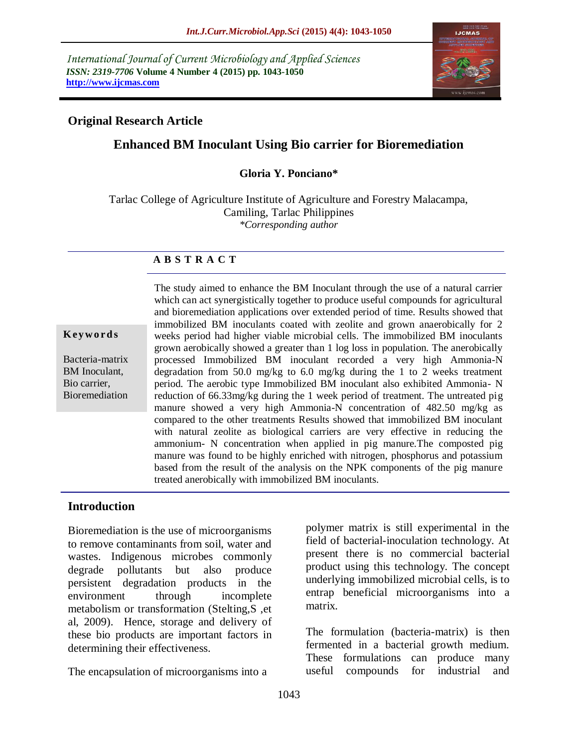International Journal of Current Microbiology and Applied Sciences
*ISSN: 2319-7706* **Volume 4 Number 4 (2015) pp. 1043-1050**
**http://www.ijcmas.com**

**Original Research Article**

# Enhanced BM Inoculant Using Bio carrier for Bioremediation

**Gloria Y. Ponciano***

Tarlac College of Agriculture Institute of Agriculture and Forestry Malacampa, Camiling, Tarlac Philippines
*\*Corresponding author*

## A B S T R A C T

**Keywords**

Bacteria-matrix BM Inoculant, Bio carrier, Bioremediation

The study aimed to enhance the BM Inoculant through the use of a natural carrier which can act synergistically together to produce useful compounds for agricultural and bioremediation applications over extended period of time. Results showed that immobilized BM inoculants coated with zeolite and grown anaerobically for 2 weeks period had higher viable microbial cells. The immobilized BM inoculants grown aerobically showed a greater than 1 log loss in population. The anerobically processed Immobilized BM inoculant recorded a very high Ammonia-N degradation from 50.0 mg/kg to 6.0 mg/kg during the 1 to 2 weeks treatment period. The aerobic type Immobilized BM inoculant also exhibited Ammonia- N reduction of 66.33mg/kg during the 1 week period of treatment. The untreated pig manure showed a very high Ammonia-N concentration of 482.50 mg/kg as compared to the other treatments Results showed that immobilized BM inoculant with natural zeolite as biological carriers are very effective in reducing the ammonium- N concentration when applied in pig manure.The composted pig manure was found to be highly enriched with nitrogen, phosphorus and potassium based from the result of the analysis on the NPK components of the pig manure treated anerobically with immobilized BM inoculants.

## Introduction

Bioremediation is the use of microorganisms to remove contaminants from soil, water and wastes. Indigenous microbes commonly degrade pollutants but also produce persistent degradation products in the environment through incomplete metabolism or transformation (Stelting,S ,et al, 2009). Hence, storage and delivery of these bio products are important factors in determining their effectiveness.

The encapsulation of microorganisms into a polymer matrix is still experimental in the field of bacterial-inoculation technology. At present there is no commercial bacterial product using this technology. The concept underlying immobilized microbial cells, is to entrap beneficial microorganisms into a matrix.

The formulation (bacteria-matrix) is then fermented in a bacterial growth medium. These formulations can produce many useful compounds for industrial and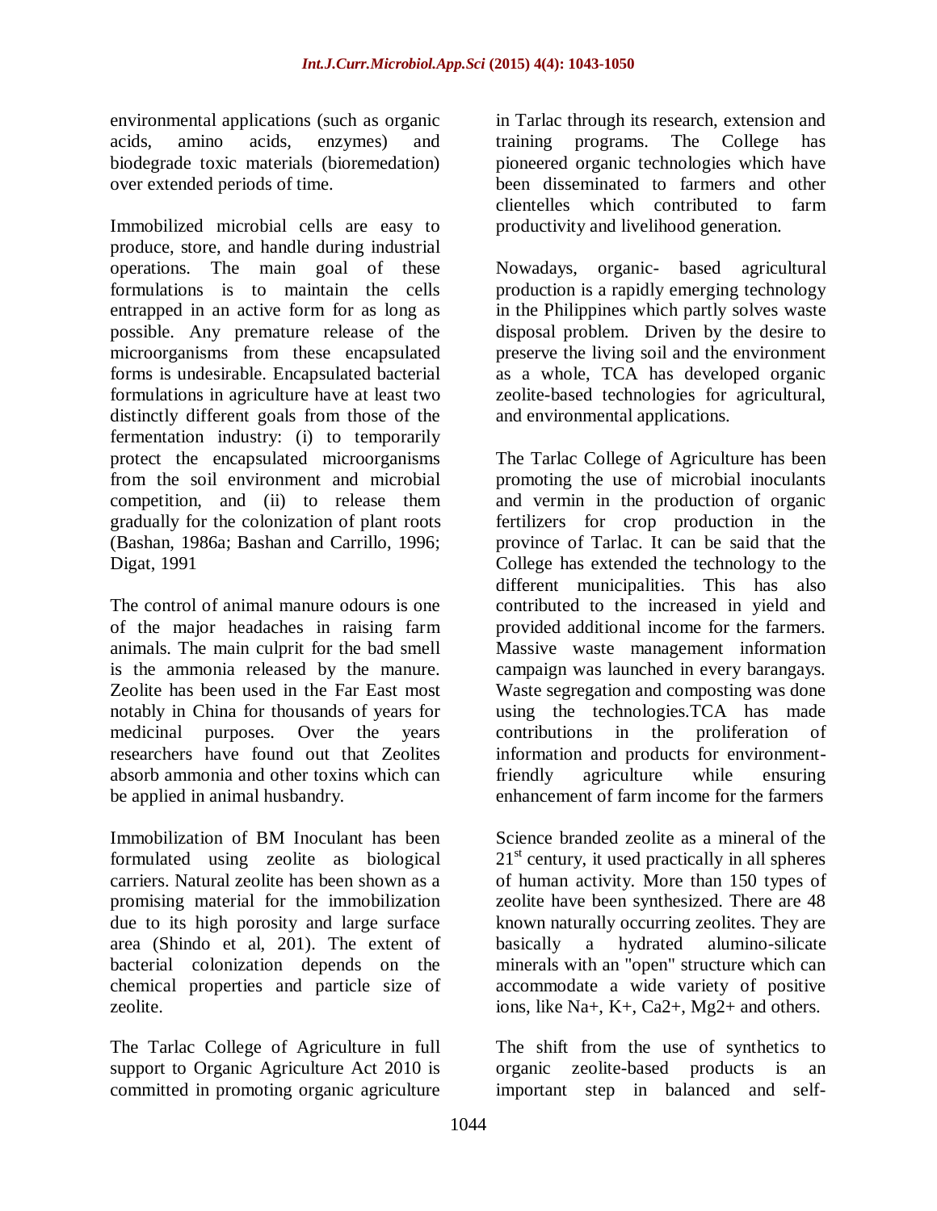environmental applications (such as organic acids, amino acids, enzymes) and biodegrade toxic materials (bioremedation) over extended periods of time.

Immobilized microbial cells are easy to produce, store, and handle during industrial operations. The main goal of these formulations is to maintain the cells entrapped in an active form for as long as possible. Any premature release of the microorganisms from these encapsulated forms is undesirable. Encapsulated bacterial formulations in agriculture have at least two distinctly different goals from those of the fermentation industry: (i) to temporarily protect the encapsulated microorganisms from the soil environment and microbial competition, and (ii) to release them gradually for the colonization of plant roots (Bashan, 1986a; Bashan and Carrillo, 1996; Digat, 1991

The control of animal manure odours is one of the major headaches in raising farm animals. The main culprit for the bad smell is the ammonia released by the manure. Zeolite has been used in the Far East most notably in China for thousands of years for medicinal purposes. Over the years researchers have found out that Zeolites absorb ammonia and other toxins which can be applied in animal husbandry.

Immobilization of BM Inoculant has been formulated using zeolite as biological carriers. Natural zeolite has been shown as a promising material for the immobilization due to its high porosity and large surface area (Shindo et al, 201). The extent of bacterial colonization depends on the chemical properties and particle size of zeolite.

The Tarlac College of Agriculture in full support to Organic Agriculture Act 2010 is committed in promoting organic agriculture in Tarlac through its research, extension and training programs. The College has pioneered organic technologies which have been disseminated to farmers and other clientelles which contributed to farm productivity and livelihood generation.

Nowadays, organic- based agricultural production is a rapidly emerging technology in the Philippines which partly solves waste disposal problem. Driven by the desire to preserve the living soil and the environment as a whole, TCA has developed organic zeolite-based technologies for agricultural, and environmental applications.

The Tarlac College of Agriculture has been promoting the use of microbial inoculants and vermin in the production of organic fertilizers for crop production in the province of Tarlac. It can be said that the College has extended the technology to the different municipalities. This has also contributed to the increased in yield and provided additional income for the farmers. Massive waste management information campaign was launched in every barangays. Waste segregation and composting was done using the technologies.TCA has made contributions in the proliferation of information and products for environment-friendly agriculture while ensuring enhancement of farm income for the farmers

Science branded zeolite as a mineral of the $21^{st}$ century, it used practically in all spheres of human activity. More than 150 types of zeolite have been synthesized. There are 48 known naturally occurring zeolites. They are basically a hydrated alumino-silicate minerals with an "open" structure which can accommodate a wide variety of positive ions, like $Na^+$, $K^+$, $Ca^{2+}$, $Mg^{2+}$ and others.

The shift from the use of synthetics to organic zeolite-based products is an important step in balanced and self-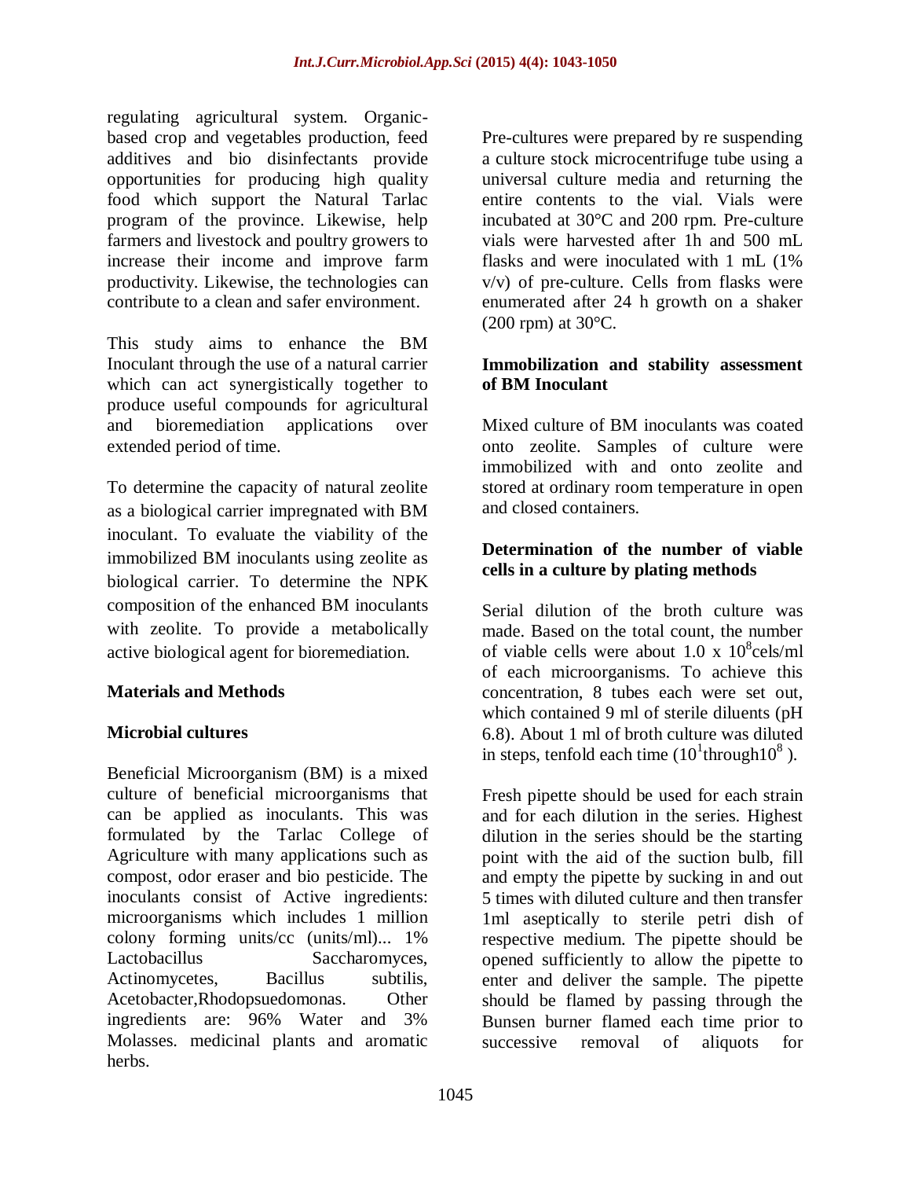regulating agricultural system. Organic-based crop and vegetables production, feed additives and bio disinfectants provide opportunities for producing high quality food which support the Natural Tarlac program of the province. Likewise, help farmers and livestock and poultry growers to increase their income and improve farm productivity. Likewise, the technologies can contribute to a clean and safer environment.

This study aims to enhance the BM Inoculant through the use of a natural carrier which can act synergistically together to produce useful compounds for agricultural and bioremediation applications over extended period of time.

To determine the capacity of natural zeolite as a biological carrier impregnated with BM inoculant. To evaluate the viability of the immobilized BM inoculants using zeolite as biological carrier. To determine the NPK composition of the enhanced BM inoculants with zeolite. To provide a metabolically active biological agent for bioremediation.

## Materials and Methods

### Microbial cultures

Beneficial Microorganism (BM) is a mixed culture of beneficial microorganisms that can be applied as inoculants. This was formulated by the Tarlac College of Agriculture with many applications such as compost, odor eraser and bio pesticide. The inoculants consist of Active ingredients: microorganisms which includes 1 million colony forming units/cc (units/ml)... 1% Lactobacillus Saccharomyces, Actinomycetes, Bacillus subtilis, Acetobacter,Rhodopsuedomonas. Other ingredients are: 96% Water and 3% Molasses. medicinal plants and aromatic herbs.

Pre-cultures were prepared by re suspending a culture stock microcentrifuge tube using a universal culture media and returning the entire contents to the vial. Vials were incubated at 30°C and 200 rpm. Pre-culture vials were harvested after 1h and 500 mL flasks and were inoculated with 1 mL (1% v/v) of pre-culture. Cells from flasks were enumerated after 24 h growth on a shaker (200 rpm) at 30°C.

### Immobilization and stability assessment of BM Inoculant

Mixed culture of BM inoculants was coated onto zeolite. Samples of culture were immobilized with and onto zeolite and stored at ordinary room temperature in open and closed containers.

### Determination of the number of viable cells in a culture by plating methods

Serial dilution of the broth culture was made. Based on the total count, the number of viable cells were about $1.0 \times 10^8$cels/ml of each microorganisms. To achieve this concentration, 8 tubes each were set out, which contained 9 ml of sterile diluents (pH 6.8). About 1 ml of broth culture was diluted in steps, tenfold each time ($10^1$through$10^8$ ).

Fresh pipette should be used for each strain and for each dilution in the series. Highest dilution in the series should be the starting point with the aid of the suction bulb, fill and empty the pipette by sucking in and out 5 times with diluted culture and then transfer 1ml aseptically to sterile petri dish of respective medium. The pipette should be opened sufficiently to allow the pipette to enter and deliver the sample. The pipette should be flamed by passing through the Bunsen burner flamed each time prior to successive removal of aliquots for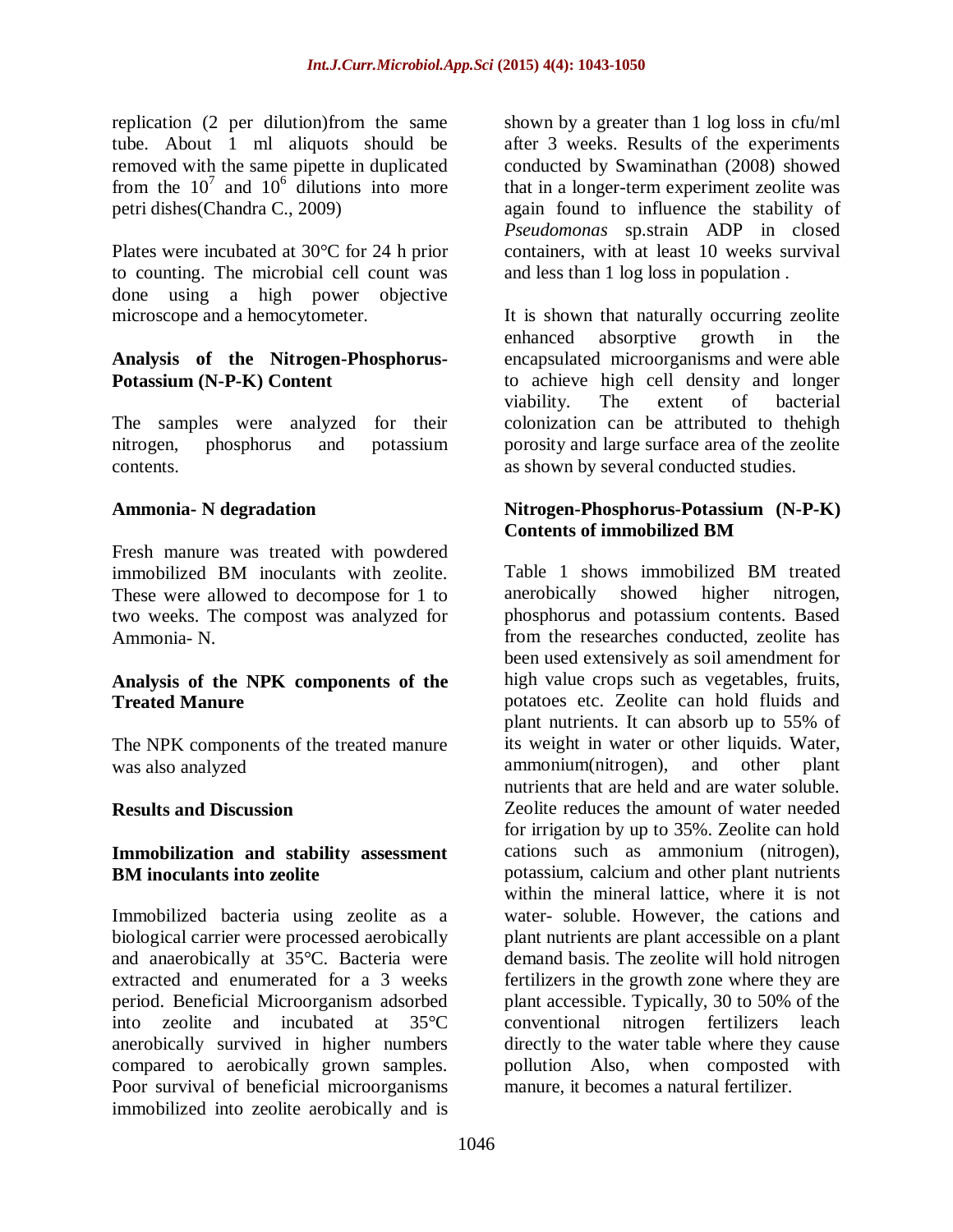replication (2 per dilution)from the same tube. About 1 ml aliquots should be removed with the same pipette in duplicated from the $10^7$ and $10^6$ dilutions into more petri dishes(Chandra C., 2009)

Plates were incubated at 30°C for 24 h prior to counting. The microbial cell count was done using a high power objective microscope and a hemocytometer.

### Analysis of the Nitrogen-Phosphorus-Potassium (N-P-K) Content

The samples were analyzed for their nitrogen, phosphorus and potassium contents.

### Ammonia- N degradation

Fresh manure was treated with powdered immobilized BM inoculants with zeolite. These were allowed to decompose for 1 to two weeks. The compost was analyzed for Ammonia- N.

### Analysis of the NPK components of the Treated Manure

The NPK components of the treated manure was also analyzed

## Results and Discussion

### Immobilization and stability assessment BM inoculants into zeolite

Immobilized bacteria using zeolite as a biological carrier were processed aerobically and anaerobically at 35°C. Bacteria were extracted and enumerated for a 3 weeks period. Beneficial Microorganism adsorbed into zeolite and incubated at 35°C anerobically survived in higher numbers compared to aerobically grown samples. Poor survival of beneficial microorganisms immobilized into zeolite aerobically and is shown by a greater than 1 log loss in cfu/ml after 3 weeks. Results of the experiments conducted by Swaminathan (2008) showed that in a longer-term experiment zeolite was again found to influence the stability of *Pseudomonas* sp.strain ADP in closed containers, with at least 10 weeks survival and less than 1 log loss in population .

It is shown that naturally occurring zeolite enhanced absorptive growth in the encapsulated microorganisms and were able to achieve high cell density and longer viability. The extent of bacterial colonization can be attributed to thehigh porosity and large surface area of the zeolite as shown by several conducted studies.

### Nitrogen-Phosphorus-Potassium (N-P-K) Contents of immobilized BM

Table 1 shows immobilized BM treated anerobically showed higher nitrogen, phosphorus and potassium contents. Based from the researches conducted, zeolite has been used extensively as soil amendment for high value crops such as vegetables, fruits, potatoes etc. Zeolite can hold fluids and plant nutrients. It can absorb up to 55% of its weight in water or other liquids. Water, ammonium(nitrogen), and other plant nutrients that are held and are water soluble. Zeolite reduces the amount of water needed for irrigation by up to 35%. Zeolite can hold cations such as ammonium (nitrogen), potassium, calcium and other plant nutrients within the mineral lattice, where it is not water- soluble. However, the cations and plant nutrients are plant accessible on a plant demand basis. The zeolite will hold nitrogen fertilizers in the growth zone where they are plant accessible. Typically, 30 to 50% of the conventional nitrogen fertilizers leach directly to the water table where they cause pollution Also, when composted with manure, it becomes a natural fertilizer.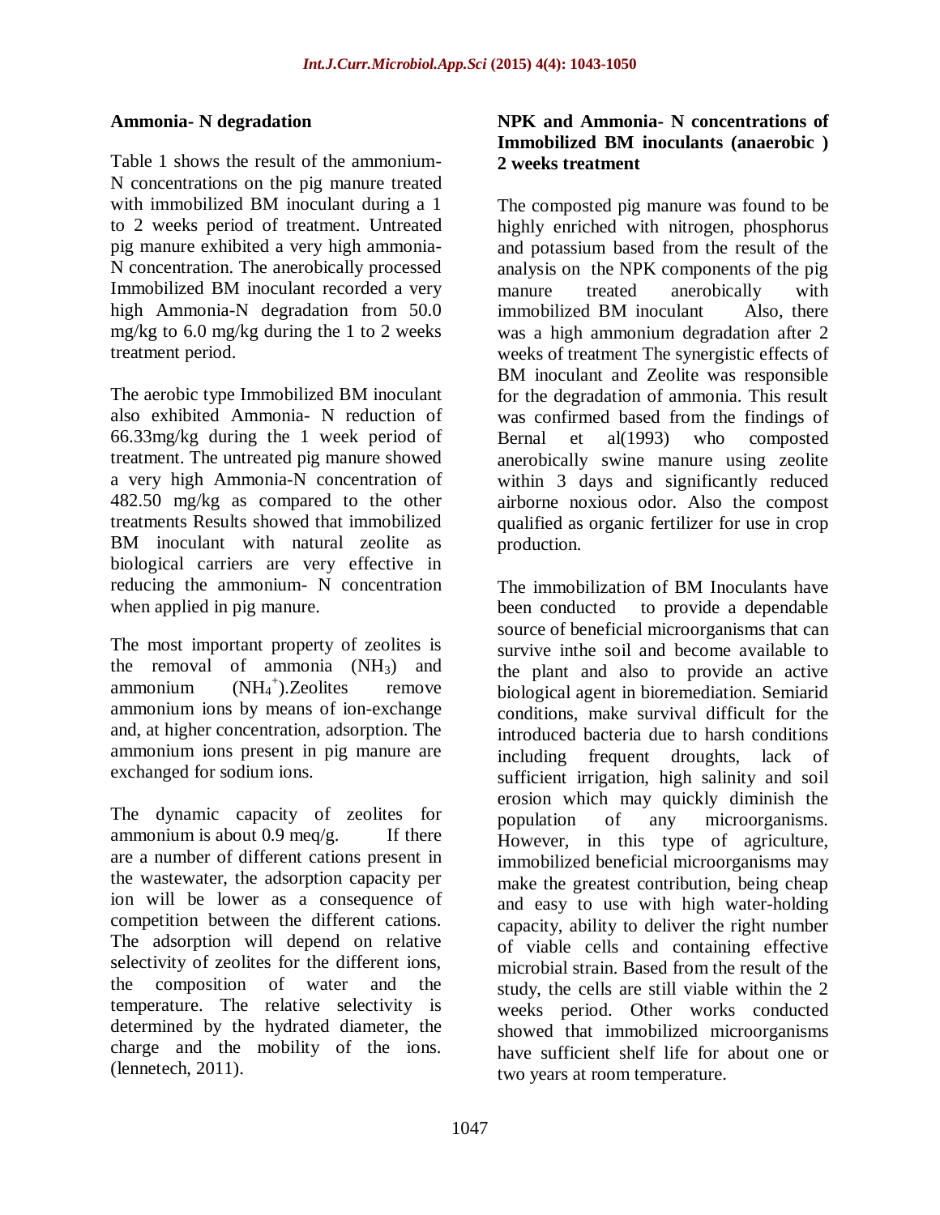### Ammonia- N degradation

Table 1 shows the result of the ammonium-N concentrations on the pig manure treated with immobilized BM inoculant during a 1 to 2 weeks period of treatment. Untreated pig manure exhibited a very high ammonia-N concentration. The anerobically processed Immobilized BM inoculant recorded a very high Ammonia-N degradation from 50.0 mg/kg to 6.0 mg/kg during the 1 to 2 weeks treatment period.

The aerobic type Immobilized BM inoculant also exhibited Ammonia- N reduction of 66.33mg/kg during the 1 week period of treatment. The untreated pig manure showed a very high Ammonia-N concentration of 482.50 mg/kg as compared to the other treatments Results showed that immobilized BM inoculant with natural zeolite as biological carriers are very effective in reducing the ammonium- N concentration when applied in pig manure.

The most important property of zeolites is the removal of ammonia ($NH_3$) and ammonium ($NH_4^+$).Zeolites remove ammonium ions by means of ion-exchange and, at higher concentration, adsorption. The ammonium ions present in pig manure are exchanged for sodium ions.

The dynamic capacity of zeolites for ammonium is about 0.9 meq/g. If there are a number of different cations present in the wastewater, the adsorption capacity per ion will be lower as a consequence of competition between the different cations. The adsorption will depend on relative selectivity of zeolites for the different ions, the composition of water and the temperature. The relative selectivity is determined by the hydrated diameter, the charge and the mobility of the ions. (lennetech, 2011).

### NPK and Ammonia- N concentrations of Immobilized BM inoculants (anaerobic ) 2 weeks treatment

The composted pig manure was found to be highly enriched with nitrogen, phosphorus and potassium based from the result of the analysis on the NPK components of the pig manure treated anerobically with immobilized BM inoculant Also, there was a high ammonium degradation after 2 weeks of treatment The synergistic effects of BM inoculant and Zeolite was responsible for the degradation of ammonia. This result was confirmed based from the findings of Bernal et al(1993) who composted anerobically swine manure using zeolite within 3 days and significantly reduced airborne noxious odor. Also the compost qualified as organic fertilizer for use in crop production.

The immobilization of BM Inoculants have been conducted to provide a dependable source of beneficial microorganisms that can survive inthe soil and become available to the plant and also to provide an active biological agent in bioremediation. Semiarid conditions, make survival difficult for the introduced bacteria due to harsh conditions including frequent droughts, lack of sufficient irrigation, high salinity and soil erosion which may quickly diminish the population of any microorganisms. However, in this type of agriculture, immobilized beneficial microorganisms may make the greatest contribution, being cheap and easy to use with high water-holding capacity, ability to deliver the right number of viable cells and containing effective microbial strain. Based from the result of the study, the cells are still viable within the 2 weeks period. Other works conducted showed that immobilized microorganisms have sufficient shelf life for about one or two years at room temperature.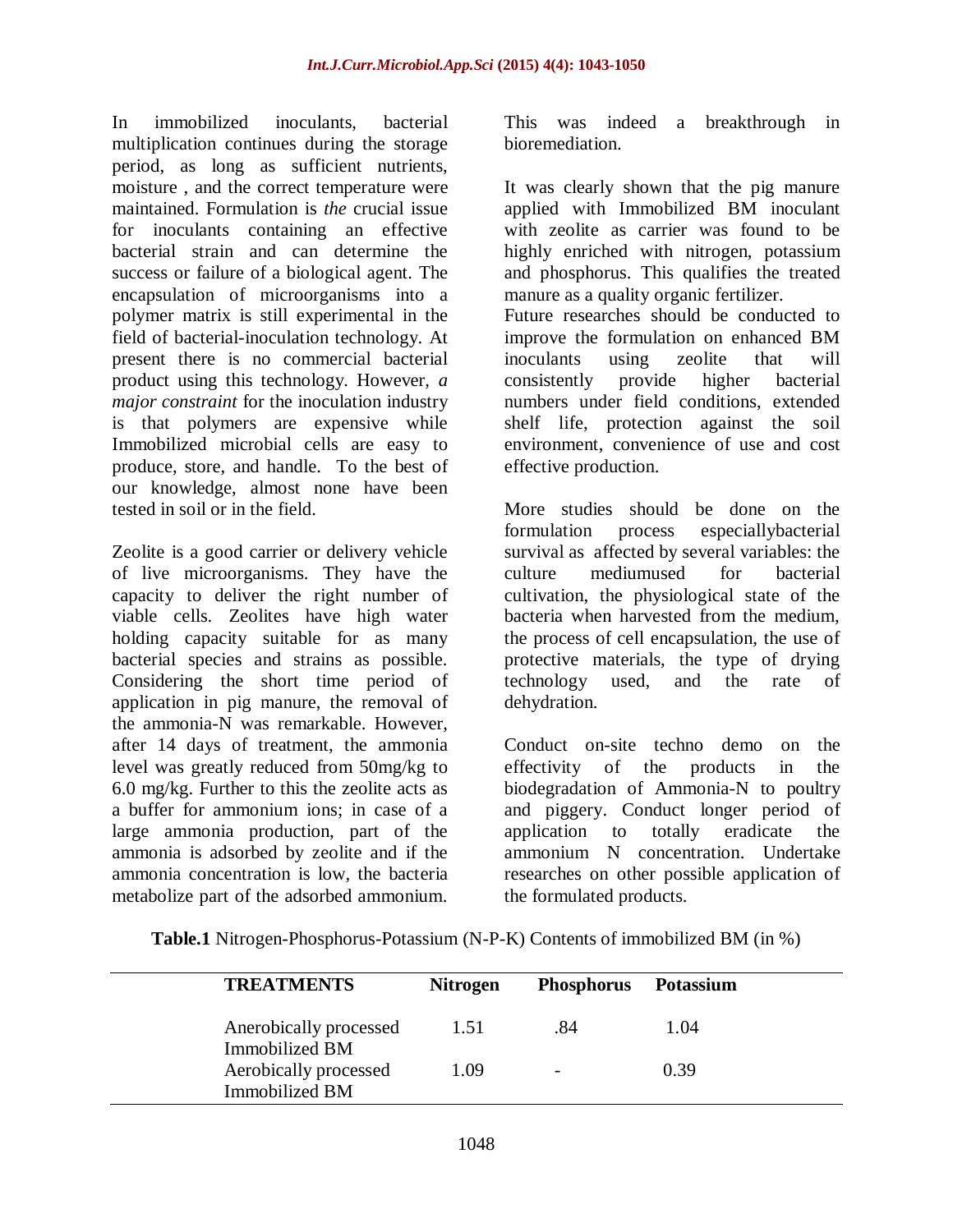In immobilized inoculants, bacterial multiplication continues during the storage period, as long as sufficient nutrients, moisture , and the correct temperature were maintained. Formulation is *the* crucial issue for inoculants containing an effective bacterial strain and can determine the success or failure of a biological agent. The encapsulation of microorganisms into a polymer matrix is still experimental in the field of bacterial-inoculation technology. At present there is no commercial bacterial product using this technology. However, *a major constraint* for the inoculation industry is that polymers are expensive while Immobilized microbial cells are easy to produce, store, and handle. To the best of our knowledge, almost none have been tested in soil or in the field.

Zeolite is a good carrier or delivery vehicle of live microorganisms. They have the capacity to deliver the right number of viable cells. Zeolites have high water holding capacity suitable for as many bacterial species and strains as possible. Considering the short time period of application in pig manure, the removal of the ammonia-N was remarkable. However, after 14 days of treatment, the ammonia level was greatly reduced from 50mg/kg to 6.0 mg/kg. Further to this the zeolite acts as a buffer for ammonium ions; in case of a large ammonia production, part of the ammonia is adsorbed by zeolite and if the ammonia concentration is low, the bacteria metabolize part of the adsorbed ammonium. This was indeed a breakthrough in bioremediation.

It was clearly shown that the pig manure applied with Immobilized BM inoculant with zeolite as carrier was found to be highly enriched with nitrogen, potassium and phosphorus. This qualifies the treated manure as a quality organic fertilizer.

Future researches should be conducted to improve the formulation on enhanced BM inoculants using zeolite that will consistently provide higher bacterial numbers under field conditions, extended shelf life, protection against the soil environment, convenience of use and cost effective production.

More studies should be done on the formulation process especiallybacterial survival as affected by several variables: the culture mediumused for bacterial cultivation, the physiological state of the bacteria when harvested from the medium, the process of cell encapsulation, the use of protective materials, the type of drying technology used, and the rate of dehydration.

Conduct on-site techno demo on the effectivity of the products in the biodegradation of Ammonia-N to poultry and piggery. Conduct longer period of application to totally eradicate the ammonium N concentration. Undertake researches on other possible application of the formulated products.

**Table.1** Nitrogen-Phosphorus-Potassium (N-P-K) Contents of immobilized BM (in %)

| TREATMENTS | Nitrogen | Phosphorus | Potassium |
|---|---|---|---|
| Anerobically processed Immobilized BM | 1.51 | .84 | 1.04 |
| Aerobically processed Immobilized BM | 1.09 | - | 0.39 |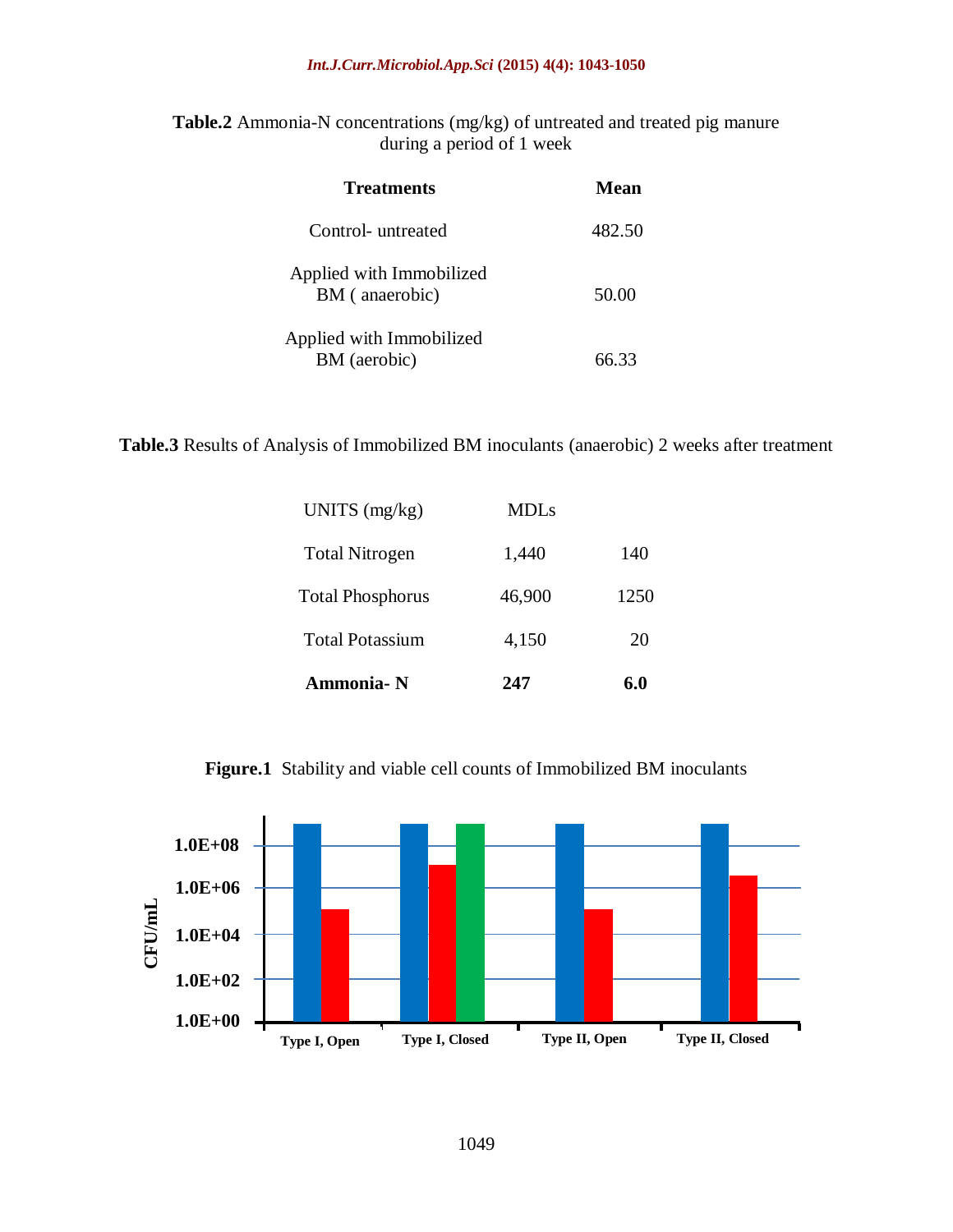**Table.2** Ammonia-N concentrations (mg/kg) of untreated and treated pig manure during a period of 1 week

| Treatments | Mean |
|---|---|
| Control- untreated | 482.50 |
| Applied with Immobilized BM ( anaerobic) | 50.00 |
| Applied with Immobilized BM (aerobic) | 66.33 |

**Table.3** Results of Analysis of Immobilized BM inoculants (anaerobic) 2 weeks after treatment

| UNITS (mg/kg) | | MDLs |
|---|---|---|
| Total Nitrogen | 1,440 | 140 |
| Total Phosphorus | 46,900 | 1250 |
| Total Potassium | 4,150 | 20 |
| **Ammonia- N** | **247** | **6.0** |

**Figure.1** Stability and viable cell counts of Immobilized BM inoculants

CFU/mL

1.0E+08
1.0E+06
1.0E+04
1.0E+02
1.0E+00

Type I, Open | Type I, Closed | Type II, Open | Type II, Closed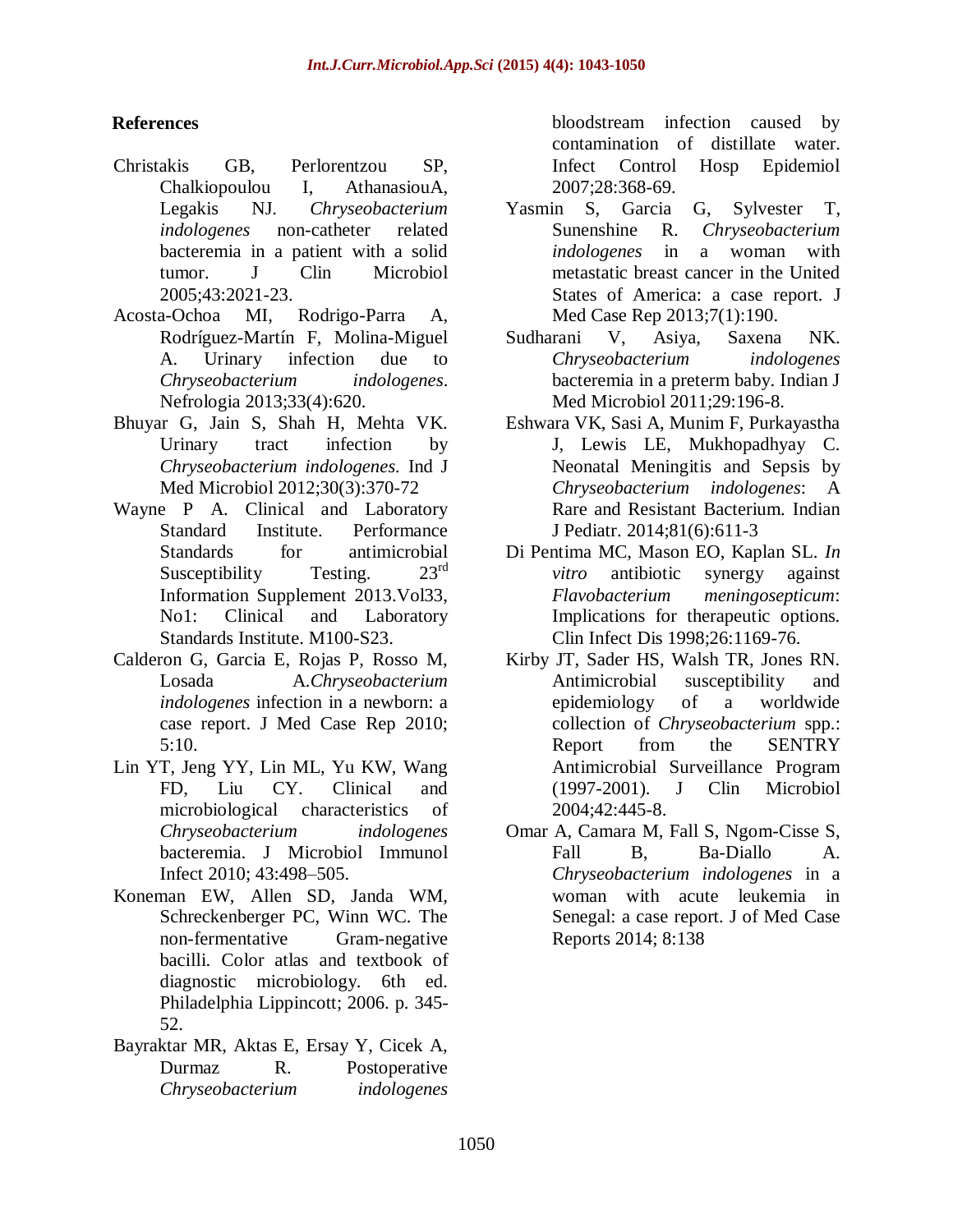## References

Christakis GB, Perlorentzou SP, Chalkiopoulou I, AthanasiouA, Legakis NJ. *Chryseobacterium indologenes* non-catheter related bacteremia in a patient with a solid tumor. J Clin Microbiol 2005;43:2021-23.

Acosta-Ochoa MI, Rodrigo-Parra A, Rodríguez-Martín F, Molina-Miguel A. Urinary infection due to *Chryseobacterium indologenes*. Nefrologia 2013;33(4):620.

Bhuyar G, Jain S, Shah H, Mehta VK. Urinary tract infection by *Chryseobacterium indologenes*. Ind J Med Microbiol 2012;30(3):370-72

Wayne P A. Clinical and Laboratory Standard Institute. Performance Standards for antimicrobial Susceptibility Testing. 23rd Information Supplement 2013.Vol33, No1: Clinical and Laboratory Standards Institute. M100-S23.

Calderon G, Garcia E, Rojas P, Rosso M, Losada A.*Chryseobacterium indologenes* infection in a newborn: a case report. J Med Case Rep 2010; 5:10.

Lin YT, Jeng YY, Lin ML, Yu KW, Wang FD, Liu CY. Clinical and microbiological characteristics of *Chryseobacterium indologenes* bacteremia. J Microbiol Immunol Infect 2010; 43:498–505.

Koneman EW, Allen SD, Janda WM, Schreckenberger PC, Winn WC. The non-fermentative Gram-negative bacilli. Color atlas and textbook of diagnostic microbiology. 6th ed. Philadelphia Lippincott; 2006. p. 345-52.

Bayraktar MR, Aktas E, Ersay Y, Cicek A, Durmaz R. Postoperative *Chryseobacterium indologenes* bloodstream infection caused by contamination of distillate water. Infect Control Hosp Epidemiol 2007;28:368-69.

Yasmin S, Garcia G, Sylvester T, Sunenshine R. *Chryseobacterium indologenes* in a woman with metastatic breast cancer in the United States of America: a case report. J Med Case Rep 2013;7(1):190.

Sudharani V, Asiya, Saxena NK. *Chryseobacterium indologenes* bacteremia in a preterm baby. Indian J Med Microbiol 2011;29:196-8.

Eshwara VK, Sasi A, Munim F, Purkayastha J, Lewis LE, Mukhopadhyay C. Neonatal Meningitis and Sepsis by *Chryseobacterium indologenes*: A Rare and Resistant Bacterium. Indian J Pediatr. 2014;81(6):611-3

Di Pentima MC, Mason EO, Kaplan SL. *In vitro* antibiotic synergy against *Flavobacterium meningosepticum*: Implications for therapeutic options. Clin Infect Dis 1998;26:1169-76.

Kirby JT, Sader HS, Walsh TR, Jones RN. Antimicrobial susceptibility and epidemiology of a worldwide collection of *Chryseobacterium* spp.: Report from the SENTRY Antimicrobial Surveillance Program (1997-2001). J Clin Microbiol 2004;42:445-8.

Omar A, Camara M, Fall S, Ngom-Cisse S, Fall B, Ba-Diallo A. *Chryseobacterium indologenes* in a woman with acute leukemia in Senegal: a case report. J of Med Case Reports 2014; 8:138